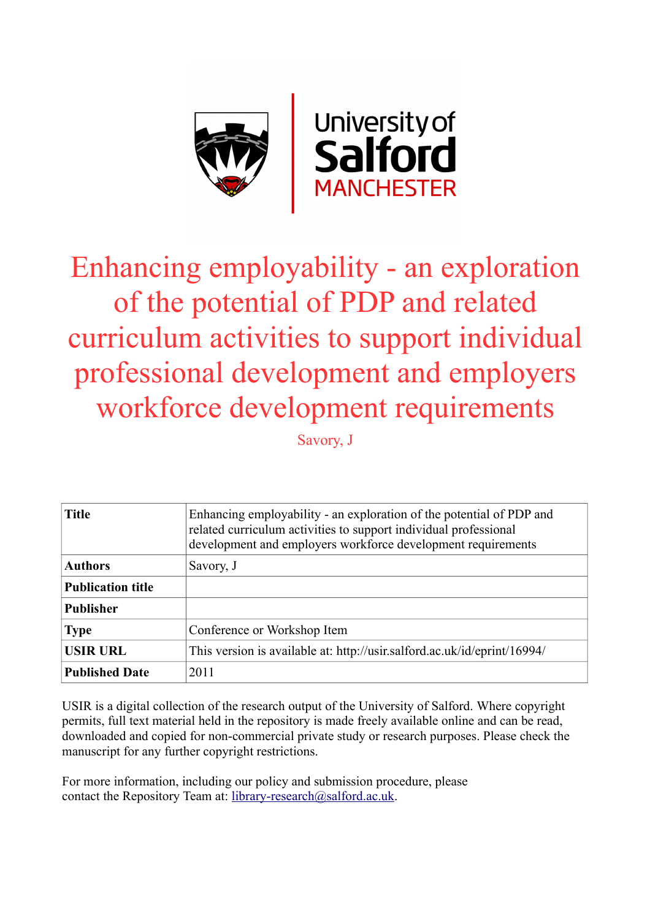# Enhancing employability - an exploration of the potential of PDP and related curriculum activities to support individual professional development and employers workforce development requirements

Savory, J

| **Title** | Enhancing employability - an exploration of the potential of PDP and related curriculum activities to support individual professional development and employers workforce development requirements |
|---|---|
| **Authors** | Savory, J |
| **Publication title** | |
| **Publisher** | |
| **Type** | Conference or Workshop Item |
| **USIR URL** | This version is available at: http://usir.salford.ac.uk/id/eprint/16994/ |
| **Published Date** | 2011 |

USIR is a digital collection of the research output of the University of Salford. Where copyright permits, full text material held in the repository is made freely available online and can be read, downloaded and copied for non-commercial private study or research purposes. Please check the manuscript for any further copyright restrictions.

For more information, including our policy and submission procedure, please contact the Repository Team at: library-research@salford.ac.uk.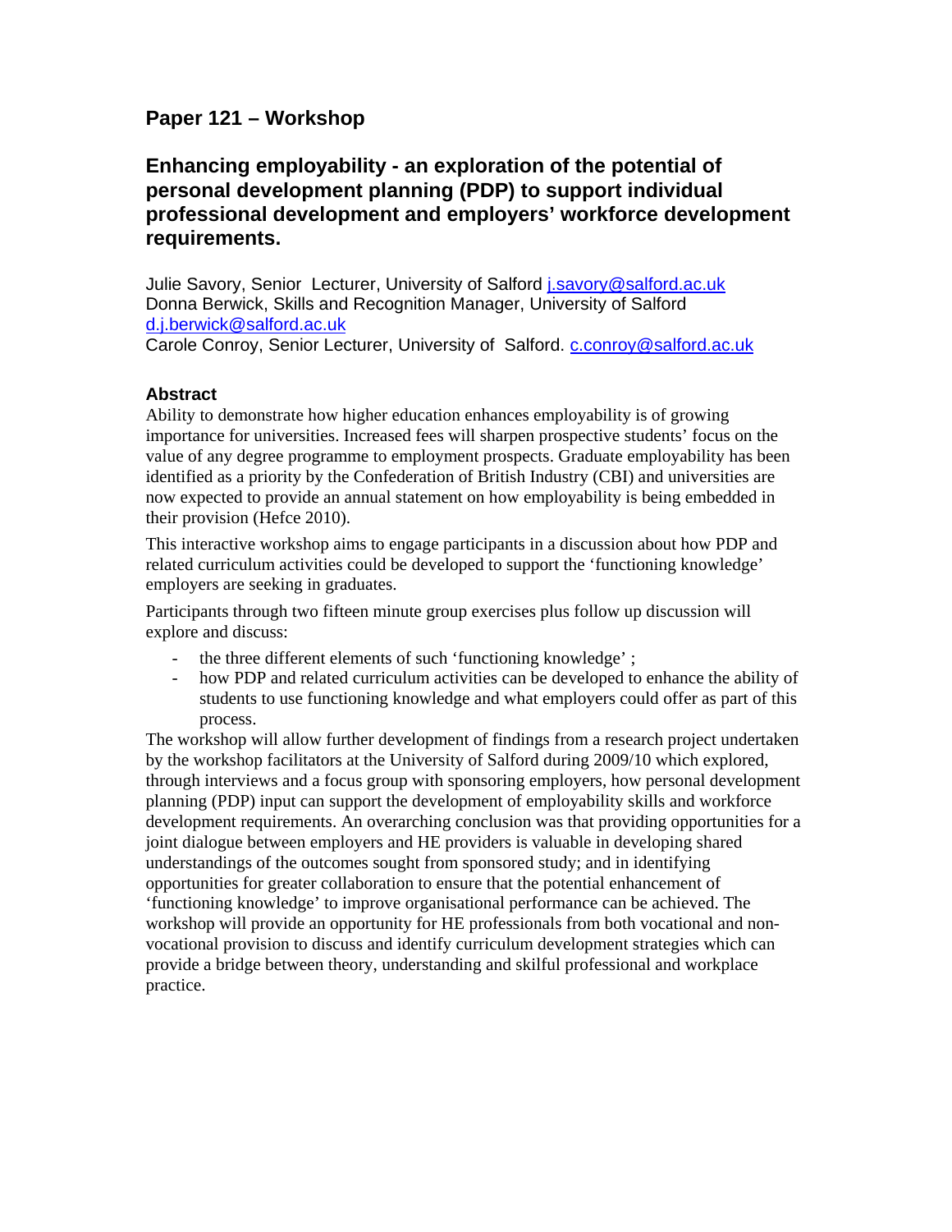## Paper 121 – Workshop

## Enhancing employability - an exploration of the potential of personal development planning (PDP) to support individual professional development and employers' workforce development requirements.

Julie Savory, Senior Lecturer, University of Salford j.savory@salford.ac.uk
Donna Berwick, Skills and Recognition Manager, University of Salford d.j.berwick@salford.ac.uk
Carole Conroy, Senior Lecturer, University of Salford. c.conroy@salford.ac.uk

### Abstract

Ability to demonstrate how higher education enhances employability is of growing importance for universities. Increased fees will sharpen prospective students' focus on the value of any degree programme to employment prospects. Graduate employability has been identified as a priority by the Confederation of British Industry (CBI) and universities are now expected to provide an annual statement on how employability is being embedded in their provision (Hefce 2010).

This interactive workshop aims to engage participants in a discussion about how PDP and related curriculum activities could be developed to support the 'functioning knowledge' employers are seeking in graduates.

Participants through two fifteen minute group exercises plus follow up discussion will explore and discuss:

- the three different elements of such 'functioning knowledge' ;
- how PDP and related curriculum activities can be developed to enhance the ability of students to use functioning knowledge and what employers could offer as part of this process.

The workshop will allow further development of findings from a research project undertaken by the workshop facilitators at the University of Salford during 2009/10 which explored, through interviews and a focus group with sponsoring employers, how personal development planning (PDP) input can support the development of employability skills and workforce development requirements. An overarching conclusion was that providing opportunities for a joint dialogue between employers and HE providers is valuable in developing shared understandings of the outcomes sought from sponsored study; and in identifying opportunities for greater collaboration to ensure that the potential enhancement of 'functioning knowledge' to improve organisational performance can be achieved. The workshop will provide an opportunity for HE professionals from both vocational and non-vocational provision to discuss and identify curriculum development strategies which can provide a bridge between theory, understanding and skilful professional and workplace practice.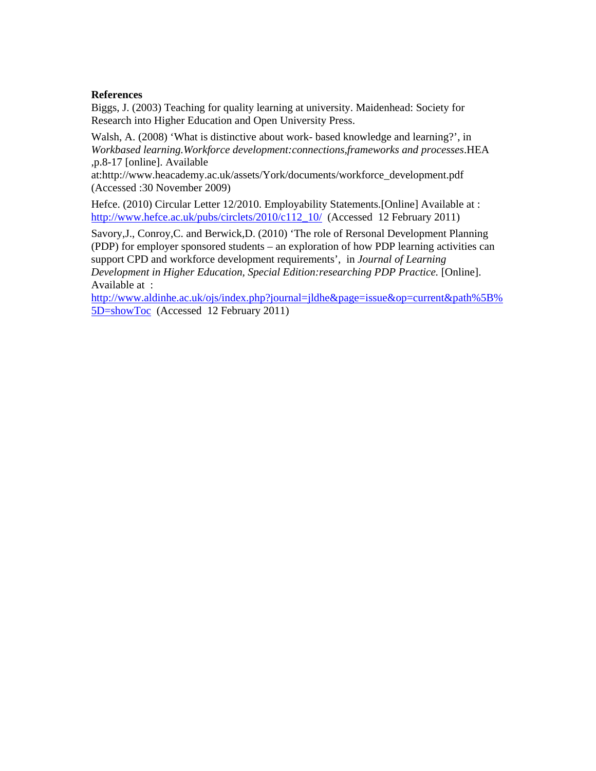**References**

Biggs, J. (2003) Teaching for quality learning at university. Maidenhead: Society for Research into Higher Education and Open University Press.

Walsh, A. (2008) 'What is distinctive about work- based knowledge and learning?', in *Workbased learning.Workforce development:connections,frameworks and processes*.HEA ,p.8-17 [online]. Available at:http://www.heacademy.ac.uk/assets/York/documents/workforce_development.pdf (Accessed :30 November 2009)

Hefce. (2010) Circular Letter 12/2010. Employability Statements.[Online] Available at : http://www.hefce.ac.uk/pubs/circlets/2010/c112_10/ (Accessed 12 February 2011)

Savory,J., Conroy,C. and Berwick,D. (2010) 'The role of Rersonal Development Planning (PDP) for employer sponsored students – an exploration of how PDP learning activities can support CPD and workforce development requirements', in *Journal of Learning Development in Higher Education, Special Edition:researching PDP Practice.* [Online]. Available at : http://www.aldinhe.ac.uk/ojs/index.php?journal=jldhe&page=issue&op=current&path%5B%5D=showToc (Accessed 12 February 2011)